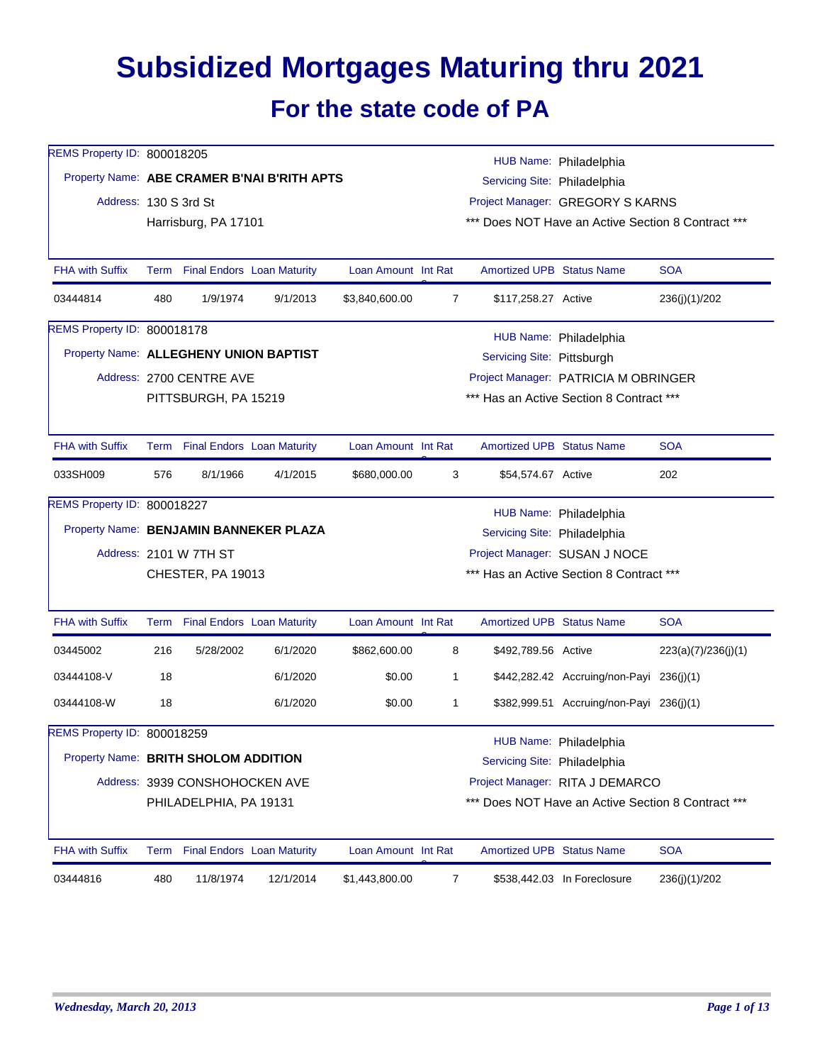# Subsidized Mortgages Maturing thru 2021

## For the state code of PA

REMS Property ID: 800018205
Property Name: **ABE CRAMER B'NAI B'RITH APTS**
Address: 130 S 3rd St
Harrisburg, PA 17101

HUB Name: Philadelphia
Servicing Site: Philadelphia
Project Manager: GREGORY S KARNS
*** Does NOT Have an Active Section 8 Contract ***

| FHA with Suffix | Term | Final Endors | Loan Maturity | Loan Amount | Int Rate | Amortized UPB | Status Name | SOA |
|---|---|---|---|---|---|---|---|---|
| 03444814 | 480 | 1/9/1974 | 9/1/2013 | $3,840,600.00 | 7 | $117,258.27 | Active | 236(j)(1)/202 |

REMS Property ID: 800018178
Property Name: **ALLEGHENY UNION BAPTIST**
Address: 2700 CENTRE AVE
PITTSBURGH, PA 15219

HUB Name: Philadelphia
Servicing Site: Pittsburgh
Project Manager: PATRICIA M OBRINGER
*** Has an Active Section 8 Contract ***

| FHA with Suffix | Term | Final Endors | Loan Maturity | Loan Amount | Int Rate | Amortized UPB | Status Name | SOA |
|---|---|---|---|---|---|---|---|---|
| 033SH009 | 576 | 8/1/1966 | 4/1/2015 | $680,000.00 | 3 | $54,574.67 | Active | 202 |

REMS Property ID: 800018227
Property Name: **BENJAMIN BANNEKER PLAZA**
Address: 2101 W 7TH ST
CHESTER, PA 19013

HUB Name: Philadelphia
Servicing Site: Philadelphia
Project Manager: SUSAN J NOCE
*** Has an Active Section 8 Contract ***

| FHA with Suffix | Term | Final Endors | Loan Maturity | Loan Amount | Int Rate | Amortized UPB | Status Name | SOA |
|---|---|---|---|---|---|---|---|---|
| 03445002 | 216 | 5/28/2002 | 6/1/2020 | $862,600.00 | 8 | $492,789.56 | Active | 223(a)(7)/236(j)(1) |
| 03444108-V | 18 | | 6/1/2020 | $0.00 | 1 | $442,282.42 | Accruing/non-Payi | 236(j)(1) |
| 03444108-W | 18 | | 6/1/2020 | $0.00 | 1 | $382,999.51 | Accruing/non-Payi | 236(j)(1) |

REMS Property ID: 800018259
Property Name: **BRITH SHOLOM ADDITION**
Address: 3939 CONSHOHOCKEN AVE
PHILADELPHIA, PA 19131

HUB Name: Philadelphia
Servicing Site: Philadelphia
Project Manager: RITA J DEMARCO
*** Does NOT Have an Active Section 8 Contract ***

| FHA with Suffix | Term | Final Endors | Loan Maturity | Loan Amount | Int Rate | Amortized UPB | Status Name | SOA |
|---|---|---|---|---|---|---|---|---|
| 03444816 | 480 | 11/8/1974 | 12/1/2014 | $1,443,800.00 | 7 | $538,442.03 | In Foreclosure | 236(j)(1)/202 |

*Wednesday, March 20, 2013*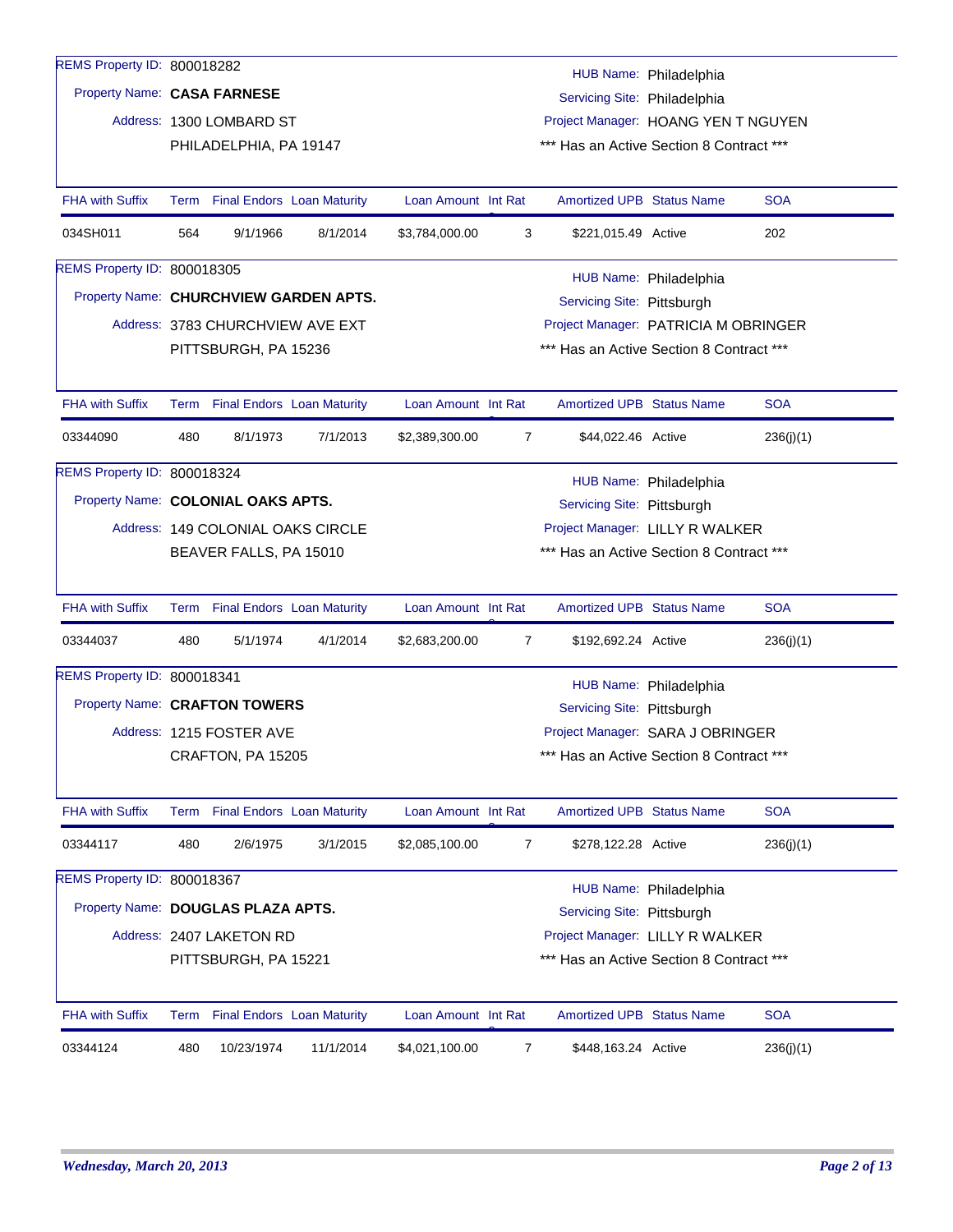REMS Property ID: 800018282

Property Name: **CASA FARNESE**

Address: 1300 LOMBARD ST
PHILADELPHIA, PA 19147

HUB Name: Philadelphia
Servicing Site: Philadelphia
Project Manager: HOANG YEN T NGUYEN
*** Has an Active Section 8 Contract ***

| FHA with Suffix | Term | Final Endors | Loan Maturity | Loan Amount | Int Rat | Amortized UPB | Status Name | SOA |
|---|---|---|---|---|---|---|---|---|
| 034SH011 | 564 | 9/1/1966 | 8/1/2014 | $3,784,000.00 | 3 | $221,015.49 | Active | 202 |

REMS Property ID: 800018305

Property Name: **CHURCHVIEW GARDEN APTS.**

Address: 3783 CHURCHVIEW AVE EXT
PITTSBURGH, PA 15236

HUB Name: Philadelphia
Servicing Site: Pittsburgh
Project Manager: PATRICIA M OBRINGER
*** Has an Active Section 8 Contract ***

| FHA with Suffix | Term | Final Endors | Loan Maturity | Loan Amount | Int Rat | Amortized UPB | Status Name | SOA |
|---|---|---|---|---|---|---|---|---|
| 03344090 | 480 | 8/1/1973 | 7/1/2013 | $2,389,300.00 | 7 | $44,022.46 | Active | 236(j)(1) |

REMS Property ID: 800018324

Property Name: **COLONIAL OAKS APTS.**

Address: 149 COLONIAL OAKS CIRCLE
BEAVER FALLS, PA 15010

HUB Name: Philadelphia
Servicing Site: Pittsburgh
Project Manager: LILLY R WALKER
*** Has an Active Section 8 Contract ***

| FHA with Suffix | Term | Final Endors | Loan Maturity | Loan Amount | Int Rat | Amortized UPB | Status Name | SOA |
|---|---|---|---|---|---|---|---|---|
| 03344037 | 480 | 5/1/1974 | 4/1/2014 | $2,683,200.00 | 7 | $192,692.24 | Active | 236(j)(1) |

REMS Property ID: 800018341

Property Name: **CRAFTON TOWERS**

Address: 1215 FOSTER AVE
CRAFTON, PA 15205

HUB Name: Philadelphia
Servicing Site: Pittsburgh
Project Manager: SARA J OBRINGER
*** Has an Active Section 8 Contract ***

| FHA with Suffix | Term | Final Endors | Loan Maturity | Loan Amount | Int Rat | Amortized UPB | Status Name | SOA |
|---|---|---|---|---|---|---|---|---|
| 03344117 | 480 | 2/6/1975 | 3/1/2015 | $2,085,100.00 | 7 | $278,122.28 | Active | 236(j)(1) |

REMS Property ID: 800018367

Property Name: **DOUGLAS PLAZA APTS.**

Address: 2407 LAKETON RD
PITTSBURGH, PA 15221

HUB Name: Philadelphia
Servicing Site: Pittsburgh
Project Manager: LILLY R WALKER
*** Has an Active Section 8 Contract ***

| FHA with Suffix | Term | Final Endors | Loan Maturity | Loan Amount | Int Rat | Amortized UPB | Status Name | SOA |
|---|---|---|---|---|---|---|---|---|
| 03344124 | 480 | 10/23/1974 | 11/1/2014 | $4,021,100.00 | 7 | $448,163.24 | Active | 236(j)(1) |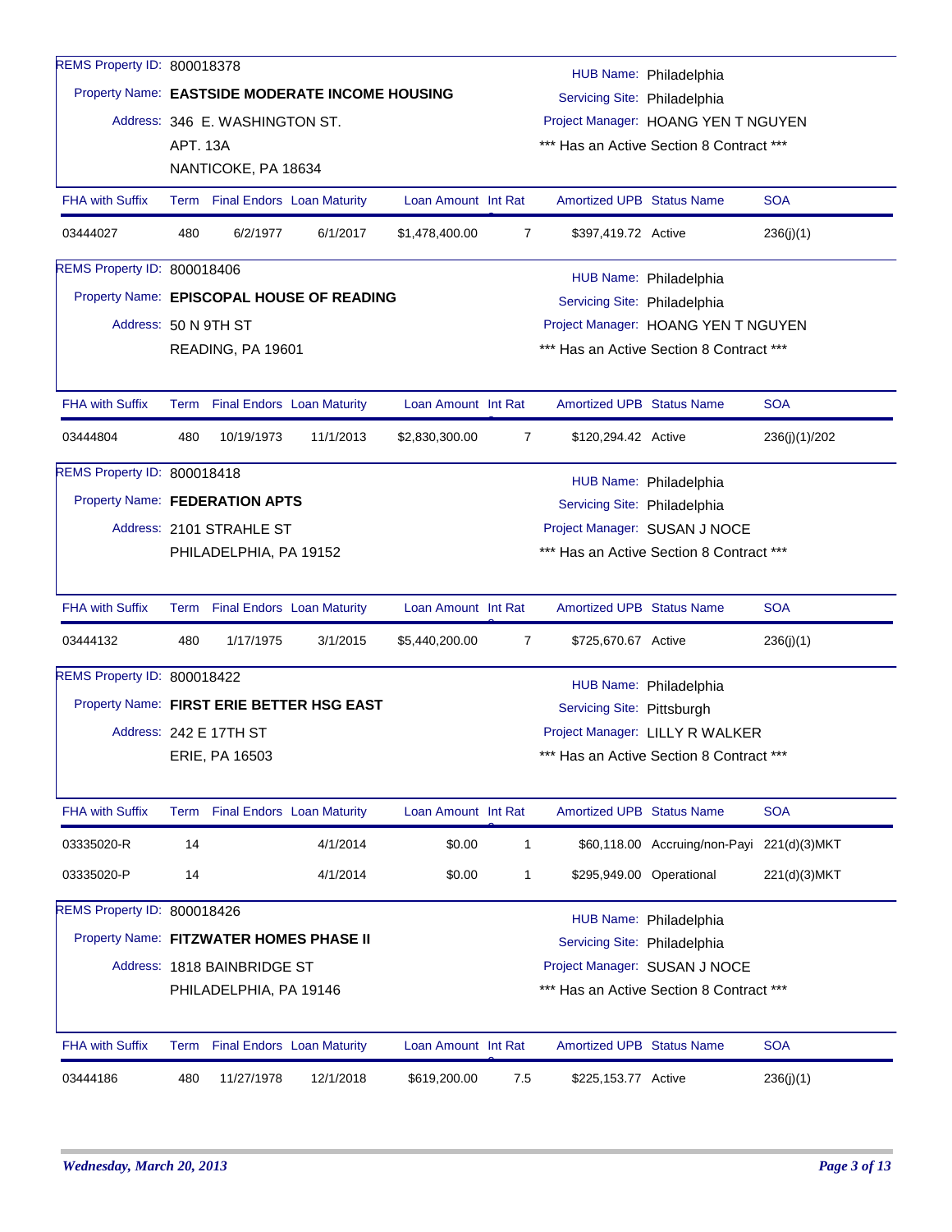REMS Property ID: 800018378

Property Name: **EASTSIDE MODERATE INCOME HOUSING**

Address: 346 E. WASHINGTON ST.
APT. 13A
NANTICOKE, PA 18634

HUB Name: Philadelphia
Servicing Site: Philadelphia
Project Manager: HOANG YEN T NGUYEN
*** Has an Active Section 8 Contract ***

| FHA with Suffix | Term | Final Endors | Loan Maturity | Loan Amount | Int Rate | Amortized UPB | Status Name | SOA |
|---|---|---|---|---|---|---|---|---|
| 03444027 | 480 | 6/2/1977 | 6/1/2017 | $1,478,400.00 | 7 | $397,419.72 | Active | 236(j)(1) |

REMS Property ID: 800018406

Property Name: **EPISCOPAL HOUSE OF READING**

Address: 50 N 9TH ST
READING, PA 19601

HUB Name: Philadelphia
Servicing Site: Philadelphia
Project Manager: HOANG YEN T NGUYEN
*** Has an Active Section 8 Contract ***

| FHA with Suffix | Term | Final Endors | Loan Maturity | Loan Amount | Int Rate | Amortized UPB | Status Name | SOA |
|---|---|---|---|---|---|---|---|---|
| 03444804 | 480 | 10/19/1973 | 11/1/2013 | $2,830,300.00 | 7 | $120,294.42 | Active | 236(j)(1)/202 |

REMS Property ID: 800018418

Property Name: **FEDERATION APTS**

Address: 2101 STRAHLE ST
PHILADELPHIA, PA 19152

HUB Name: Philadelphia
Servicing Site: Philadelphia
Project Manager: SUSAN J NOCE
*** Has an Active Section 8 Contract ***

| FHA with Suffix | Term | Final Endors | Loan Maturity | Loan Amount | Int Rate | Amortized UPB | Status Name | SOA |
|---|---|---|---|---|---|---|---|---|
| 03444132 | 480 | 1/17/1975 | 3/1/2015 | $5,440,200.00 | 7 | $725,670.67 | Active | 236(j)(1) |

REMS Property ID: 800018422

Property Name: **FIRST ERIE BETTER HSG EAST**

Address: 242 E 17TH ST
ERIE, PA 16503

HUB Name: Philadelphia
Servicing Site: Pittsburgh
Project Manager: LILLY R WALKER
*** Has an Active Section 8 Contract ***

| FHA with Suffix | Term | Final Endors | Loan Maturity | Loan Amount | Int Rate | Amortized UPB | Status Name | SOA |
|---|---|---|---|---|---|---|---|---|
| 03335020-R | 14 | | 4/1/2014 | $0.00 | 1 | $60,118.00 | Accruing/non-Payi | 221(d)(3)MKT |
| 03335020-P | 14 | | 4/1/2014 | $0.00 | 1 | $295,949.00 | Operational | 221(d)(3)MKT |

REMS Property ID: 800018426

Property Name: **FITZWATER HOMES PHASE II**

Address: 1818 BAINBRIDGE ST
PHILADELPHIA, PA 19146

HUB Name: Philadelphia
Servicing Site: Philadelphia
Project Manager: SUSAN J NOCE
*** Has an Active Section 8 Contract ***

| FHA with Suffix | Term | Final Endors | Loan Maturity | Loan Amount | Int Rate | Amortized UPB | Status Name | SOA |
|---|---|---|---|---|---|---|---|---|
| 03444186 | 480 | 11/27/1978 | 12/1/2018 | $619,200.00 | 7.5 | $225,153.77 | Active | 236(j)(1) |

*Wednesday, March 20, 2013*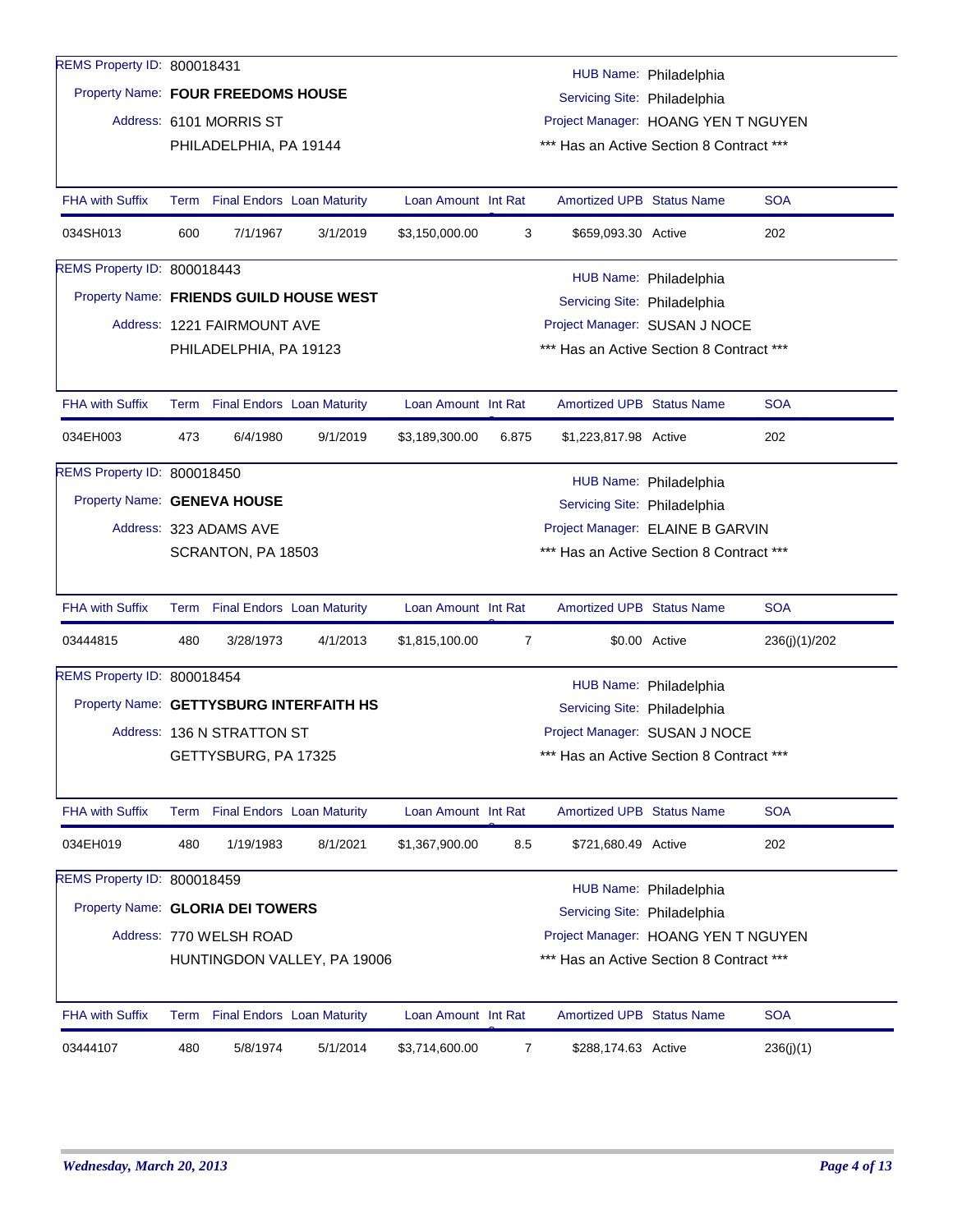REMS Property ID: 800018431

Property Name: **FOUR FREEDOMS HOUSE**

Address: 6101 MORRIS ST
PHILADELPHIA, PA 19144

HUB Name: Philadelphia
Servicing Site: Philadelphia
Project Manager: HOANG YEN T NGUYEN
*** Has an Active Section 8 Contract ***

| FHA with Suffix | Term | Final Endors | Loan Maturity | Loan Amount | Int Rate | Amortized UPB | Status Name | SOA |
|---|---|---|---|---|---|---|---|---|
| 034SH013 | 600 | 7/1/1967 | 3/1/2019 | $3,150,000.00 | 3 | $659,093.30 | Active | 202 |

REMS Property ID: 800018443

Property Name: **FRIENDS GUILD HOUSE WEST**

Address: 1221 FAIRMOUNT AVE
PHILADELPHIA, PA 19123

HUB Name: Philadelphia
Servicing Site: Philadelphia
Project Manager: SUSAN J NOCE
*** Has an Active Section 8 Contract ***

| FHA with Suffix | Term | Final Endors | Loan Maturity | Loan Amount | Int Rate | Amortized UPB | Status Name | SOA |
|---|---|---|---|---|---|---|---|---|
| 034EH003 | 473 | 6/4/1980 | 9/1/2019 | $3,189,300.00 | 6.875 | $1,223,817.98 | Active | 202 |

REMS Property ID: 800018450

Property Name: **GENEVA HOUSE**

Address: 323 ADAMS AVE
SCRANTON, PA 18503

HUB Name: Philadelphia
Servicing Site: Philadelphia
Project Manager: ELAINE B GARVIN
*** Has an Active Section 8 Contract ***

| FHA with Suffix | Term | Final Endors | Loan Maturity | Loan Amount | Int Rate | Amortized UPB | Status Name | SOA |
|---|---|---|---|---|---|---|---|---|
| 03444815 | 480 | 3/28/1973 | 4/1/2013 | $1,815,100.00 | 7 | $0.00 | Active | 236(j)(1)/202 |

REMS Property ID: 800018454

Property Name: **GETTYSBURG INTERFAITH HS**

Address: 136 N STRATTON ST
GETTYSBURG, PA 17325

HUB Name: Philadelphia
Servicing Site: Philadelphia
Project Manager: SUSAN J NOCE
*** Has an Active Section 8 Contract ***

| FHA with Suffix | Term | Final Endors | Loan Maturity | Loan Amount | Int Rate | Amortized UPB | Status Name | SOA |
|---|---|---|---|---|---|---|---|---|
| 034EH019 | 480 | 1/19/1983 | 8/1/2021 | $1,367,900.00 | 8.5 | $721,680.49 | Active | 202 |

REMS Property ID: 800018459

Property Name: **GLORIA DEI TOWERS**

Address: 770 WELSH ROAD
HUNTINGDON VALLEY, PA 19006

HUB Name: Philadelphia
Servicing Site: Philadelphia
Project Manager: HOANG YEN T NGUYEN
*** Has an Active Section 8 Contract ***

| FHA with Suffix | Term | Final Endors | Loan Maturity | Loan Amount | Int Rate | Amortized UPB | Status Name | SOA |
|---|---|---|---|---|---|---|---|---|
| 03444107 | 480 | 5/8/1974 | 5/1/2014 | $3,714,600.00 | 7 | $288,174.63 | Active | 236(j)(1) |

*Wednesday, March 20, 2013*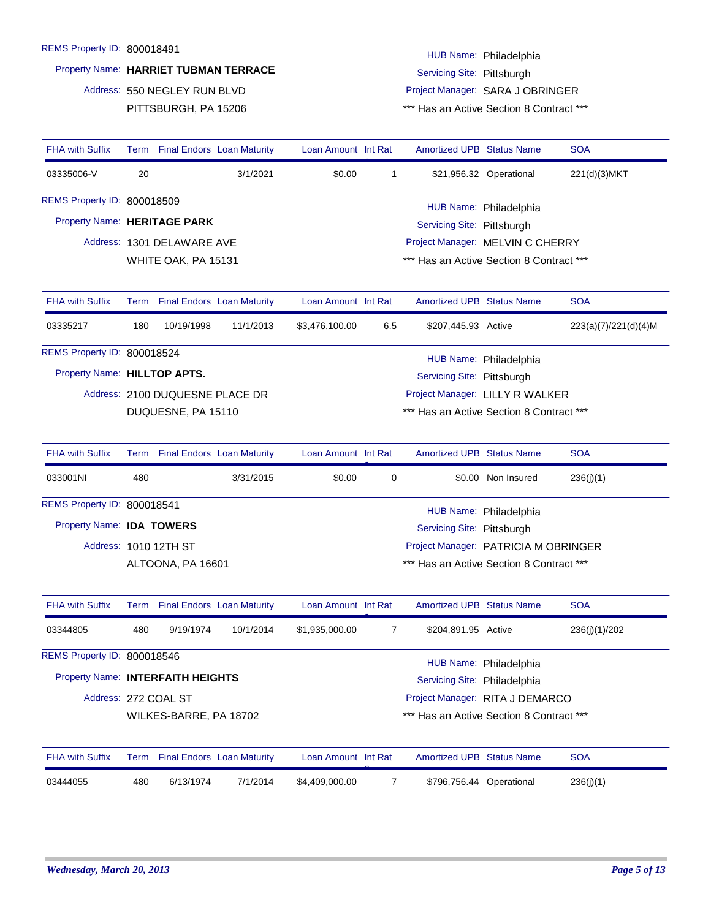REMS Property ID: 800018491

Property Name: **HARRIET TUBMAN TERRACE**

Address: 550 NEGLEY RUN BLVD
PITTSBURGH, PA 15206

HUB Name: Philadelphia
Servicing Site: Pittsburgh
Project Manager: SARA J OBRINGER
*** Has an Active Section 8 Contract ***

| FHA with Suffix | Term | Final Endors | Loan Maturity | Loan Amount | Int Rate | Amortized UPB | Status Name | SOA |
|---|---|---|---|---|---|---|---|---|
| 03335006-V | 20 | | 3/1/2021 | $0.00 | 1 | $21,956.32 | Operational | 221(d)(3)MKT |

REMS Property ID: 800018509

Property Name: **HERITAGE PARK**

Address: 1301 DELAWARE AVE
WHITE OAK, PA 15131

HUB Name: Philadelphia
Servicing Site: Pittsburgh
Project Manager: MELVIN C CHERRY
*** Has an Active Section 8 Contract ***

| FHA with Suffix | Term | Final Endors | Loan Maturity | Loan Amount | Int Rate | Amortized UPB | Status Name | SOA |
|---|---|---|---|---|---|---|---|---|
| 03335217 | 180 | 10/19/1998 | 11/1/2013 | $3,476,100.00 | 6.5 | $207,445.93 | Active | 223(a)(7)/221(d)(4)M |

REMS Property ID: 800018524

Property Name: **HILLTOP APTS.**

Address: 2100 DUQUESNE PLACE DR
DUQUESNE, PA 15110

HUB Name: Philadelphia
Servicing Site: Pittsburgh
Project Manager: LILLY R WALKER
*** Has an Active Section 8 Contract ***

| FHA with Suffix | Term | Final Endors | Loan Maturity | Loan Amount | Int Rate | Amortized UPB | Status Name | SOA |
|---|---|---|---|---|---|---|---|---|
| 033001NI | 480 | | 3/31/2015 | $0.00 | 0 | $0.00 | Non Insured | 236(j)(1) |

REMS Property ID: 800018541

Property Name: **IDA TOWERS**

Address: 1010 12TH ST
ALTOONA, PA 16601

HUB Name: Philadelphia
Servicing Site: Pittsburgh
Project Manager: PATRICIA M OBRINGER
*** Has an Active Section 8 Contract ***

| FHA with Suffix | Term | Final Endors | Loan Maturity | Loan Amount | Int Rate | Amortized UPB | Status Name | SOA |
|---|---|---|---|---|---|---|---|---|
| 03344805 | 480 | 9/19/1974 | 10/1/2014 | $1,935,000.00 | 7 | $204,891.95 | Active | 236(j)(1)/202 |

REMS Property ID: 800018546

Property Name: **INTERFAITH HEIGHTS**

Address: 272 COAL ST
WILKES-BARRE, PA 18702

HUB Name: Philadelphia
Servicing Site: Philadelphia
Project Manager: RITA J DEMARCO
*** Has an Active Section 8 Contract ***

| FHA with Suffix | Term | Final Endors | Loan Maturity | Loan Amount | Int Rate | Amortized UPB | Status Name | SOA |
|---|---|---|---|---|---|---|---|---|
| 03444055 | 480 | 6/13/1974 | 7/1/2014 | $4,409,000.00 | 7 | $796,756.44 | Operational | 236(j)(1) |

*Wednesday, March 20, 2013*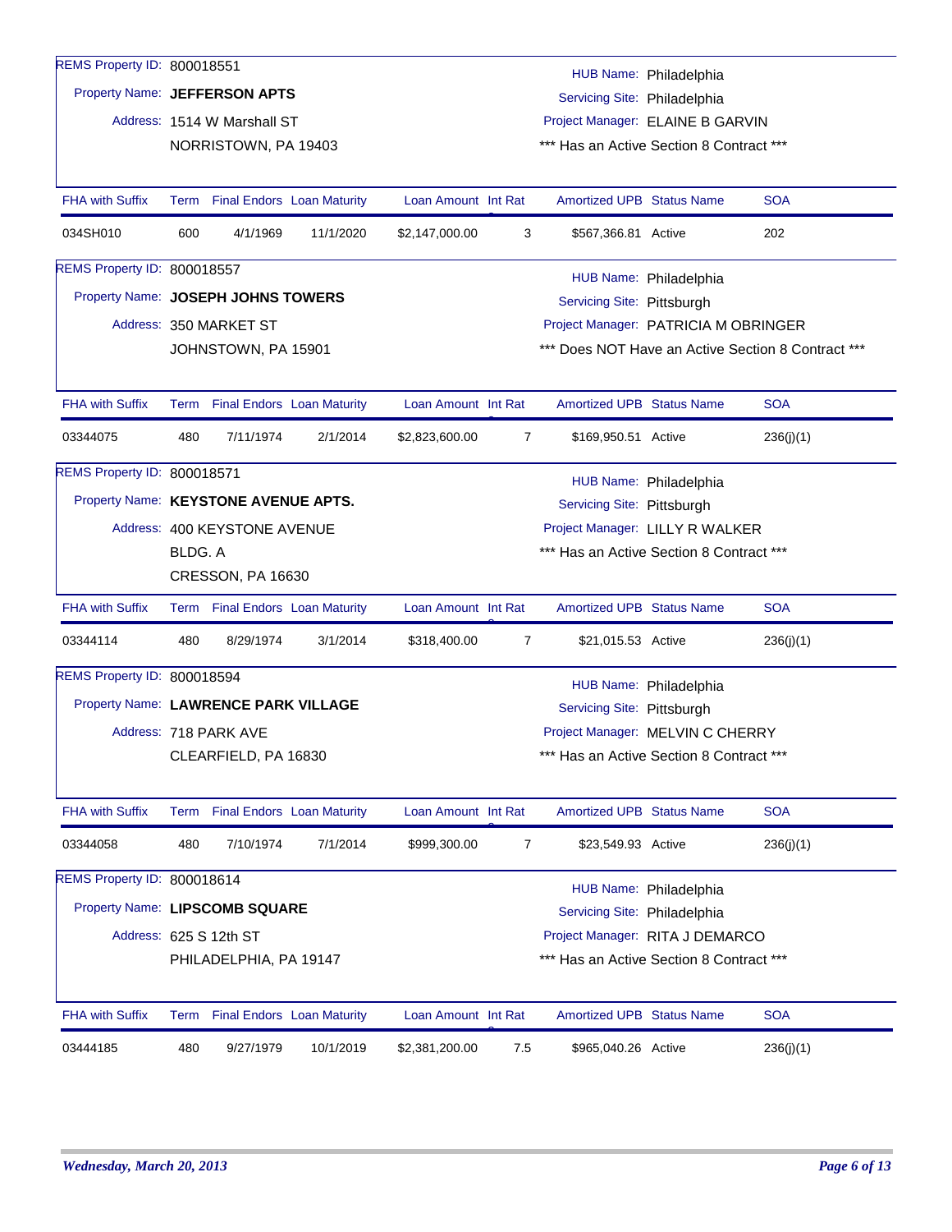REMS Property ID: 800018551

Property Name: **JEFFERSON APTS**

Address: 1514 W Marshall ST
NORRISTOWN, PA 19403

HUB Name: Philadelphia
Servicing Site: Philadelphia
Project Manager: ELAINE B GARVIN
*** Has an Active Section 8 Contract ***

| FHA with Suffix | Term | Final Endors | Loan Maturity | Loan Amount | Int Rat | Amortized UPB | Status Name | SOA |
|---|---|---|---|---|---|---|---|---|
| 034SH010 | 600 | 4/1/1969 | 11/1/2020 | $2,147,000.00 | 3 | $567,366.81 | Active | 202 |

REMS Property ID: 800018557

Property Name: **JOSEPH JOHNS TOWERS**

Address: 350 MARKET ST
JOHNSTOWN, PA 15901

HUB Name: Philadelphia
Servicing Site: Pittsburgh
Project Manager: PATRICIA M OBRINGER
*** Does NOT Have an Active Section 8 Contract ***

| FHA with Suffix | Term | Final Endors | Loan Maturity | Loan Amount | Int Rat | Amortized UPB | Status Name | SOA |
|---|---|---|---|---|---|---|---|---|
| 03344075 | 480 | 7/11/1974 | 2/1/2014 | $2,823,600.00 | 7 | $169,950.51 | Active | 236(j)(1) |

REMS Property ID: 800018571

Property Name: **KEYSTONE AVENUE APTS.**

Address: 400 KEYSTONE AVENUE
BLDG. A
CRESSON, PA 16630

HUB Name: Philadelphia
Servicing Site: Pittsburgh
Project Manager: LILLY R WALKER
*** Has an Active Section 8 Contract ***

| FHA with Suffix | Term | Final Endors | Loan Maturity | Loan Amount | Int Rat | Amortized UPB | Status Name | SOA |
|---|---|---|---|---|---|---|---|---|
| 03344114 | 480 | 8/29/1974 | 3/1/2014 | $318,400.00 | 7 | $21,015.53 | Active | 236(j)(1) |

REMS Property ID: 800018594

Property Name: **LAWRENCE PARK VILLAGE**

Address: 718 PARK AVE
CLEARFIELD, PA 16830

HUB Name: Philadelphia
Servicing Site: Pittsburgh
Project Manager: MELVIN C CHERRY
*** Has an Active Section 8 Contract ***

| FHA with Suffix | Term | Final Endors | Loan Maturity | Loan Amount | Int Rat | Amortized UPB | Status Name | SOA |
|---|---|---|---|---|---|---|---|---|
| 03344058 | 480 | 7/10/1974 | 7/1/2014 | $999,300.00 | 7 | $23,549.93 | Active | 236(j)(1) |

REMS Property ID: 800018614

Property Name: **LIPSCOMB SQUARE**

Address: 625 S 12th ST
PHILADELPHIA, PA 19147

HUB Name: Philadelphia
Servicing Site: Philadelphia
Project Manager: RITA J DEMARCO
*** Has an Active Section 8 Contract ***

| FHA with Suffix | Term | Final Endors | Loan Maturity | Loan Amount | Int Rat | Amortized UPB | Status Name | SOA |
|---|---|---|---|---|---|---|---|---|
| 03444185 | 480 | 9/27/1979 | 10/1/2019 | $2,381,200.00 | 7.5 | $965,040.26 | Active | 236(j)(1) |

*Wednesday, March 20, 2013*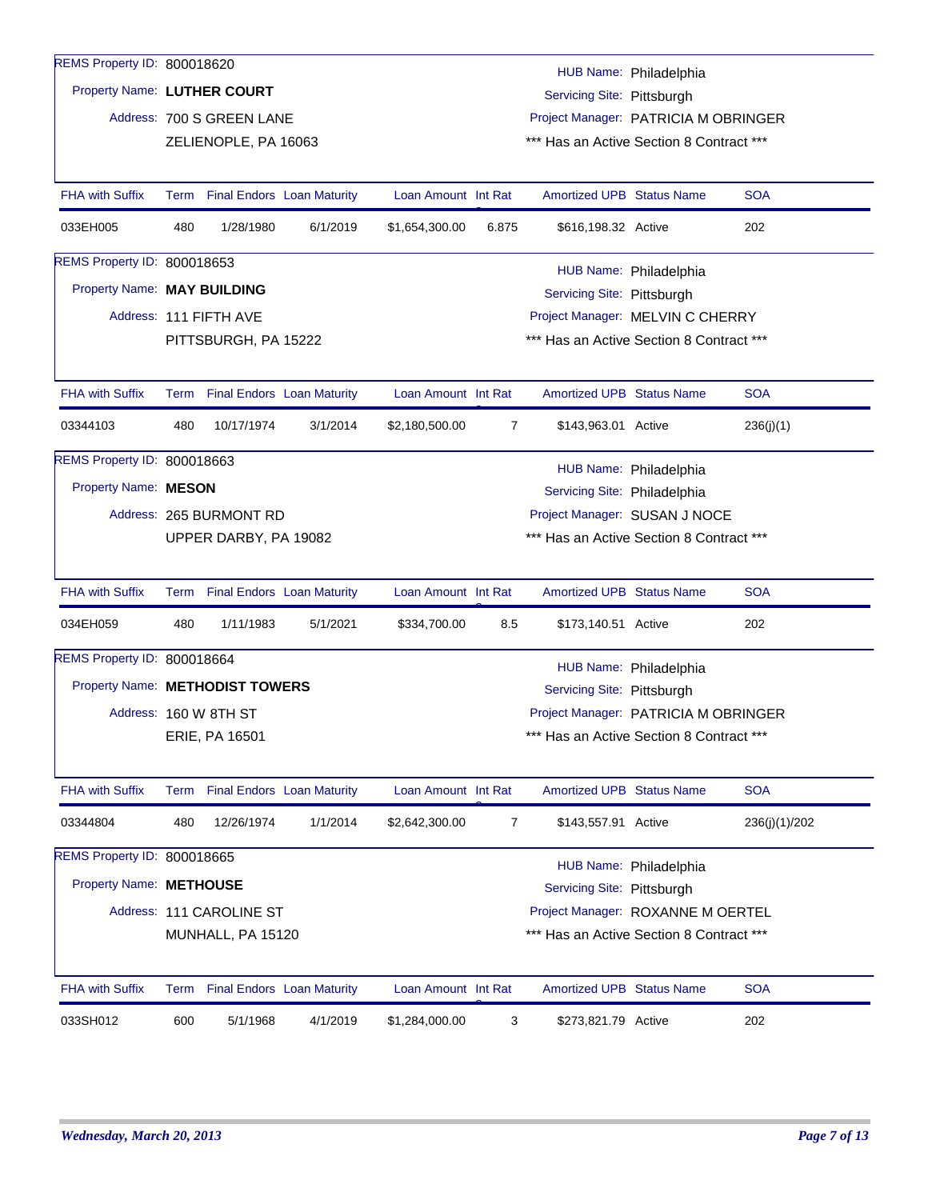REMS Property ID: 800018620

Property Name: **LUTHER COURT**

Address: 700 S GREEN LANE
ZELIENOPLE, PA 16063

HUB Name: Philadelphia
Servicing Site: Pittsburgh
Project Manager: PATRICIA M OBRINGER
*** Has an Active Section 8 Contract ***

| FHA with Suffix | Term | Final Endors | Loan Maturity | Loan Amount | Int Rat | Amortized UPB | Status Name | SOA |
|---|---|---|---|---|---|---|---|---|
| 033EH005 | 480 | 1/28/1980 | 6/1/2019 | $1,654,300.00 | 6.875 | $616,198.32 | Active | 202 |

REMS Property ID: 800018653

Property Name: **MAY BUILDING**

Address: 111 FIFTH AVE
PITTSBURGH, PA 15222

HUB Name: Philadelphia
Servicing Site: Pittsburgh
Project Manager: MELVIN C CHERRY
*** Has an Active Section 8 Contract ***

| FHA with Suffix | Term | Final Endors | Loan Maturity | Loan Amount | Int Rat | Amortized UPB | Status Name | SOA |
|---|---|---|---|---|---|---|---|---|
| 03344103 | 480 | 10/17/1974 | 3/1/2014 | $2,180,500.00 | 7 | $143,963.01 | Active | 236(j)(1) |

REMS Property ID: 800018663

Property Name: **MESON**

Address: 265 BURMONT RD
UPPER DARBY, PA 19082

HUB Name: Philadelphia
Servicing Site: Philadelphia
Project Manager: SUSAN J NOCE
*** Has an Active Section 8 Contract ***

| FHA with Suffix | Term | Final Endors | Loan Maturity | Loan Amount | Int Rat | Amortized UPB | Status Name | SOA |
|---|---|---|---|---|---|---|---|---|
| 034EH059 | 480 | 1/11/1983 | 5/1/2021 | $334,700.00 | 8.5 | $173,140.51 | Active | 202 |

REMS Property ID: 800018664

Property Name: **METHODIST TOWERS**

Address: 160 W 8TH ST
ERIE, PA 16501

HUB Name: Philadelphia
Servicing Site: Pittsburgh
Project Manager: PATRICIA M OBRINGER
*** Has an Active Section 8 Contract ***

| FHA with Suffix | Term | Final Endors | Loan Maturity | Loan Amount | Int Rat | Amortized UPB | Status Name | SOA |
|---|---|---|---|---|---|---|---|---|
| 03344804 | 480 | 12/26/1974 | 1/1/2014 | $2,642,300.00 | 7 | $143,557.91 | Active | 236(j)(1)/202 |

REMS Property ID: 800018665

Property Name: **METHOUSE**

Address: 111 CAROLINE ST
MUNHALL, PA 15120

HUB Name: Philadelphia
Servicing Site: Pittsburgh
Project Manager: ROXANNE M OERTEL
*** Has an Active Section 8 Contract ***

| FHA with Suffix | Term | Final Endors | Loan Maturity | Loan Amount | Int Rat | Amortized UPB | Status Name | SOA |
|---|---|---|---|---|---|---|---|---|
| 033SH012 | 600 | 5/1/1968 | 4/1/2019 | $1,284,000.00 | 3 | $273,821.79 | Active | 202 |

*Wednesday, March 20, 2013*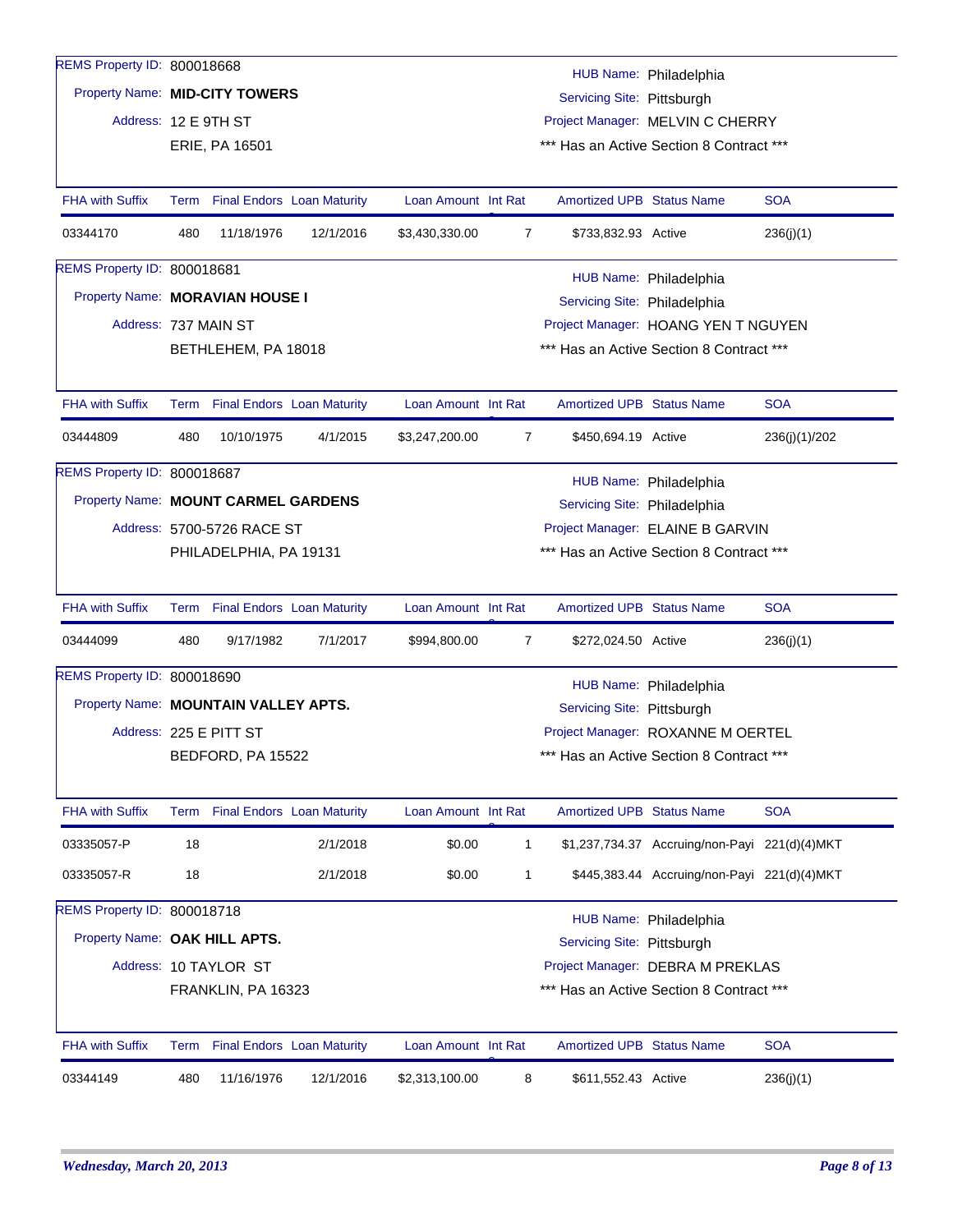REMS Property ID: 800018668

Property Name: **MID-CITY TOWERS**

Address: 12 E 9TH ST
ERIE, PA 16501

HUB Name: Philadelphia
Servicing Site: Pittsburgh
Project Manager: MELVIN C CHERRY
*** Has an Active Section 8 Contract ***

| FHA with Suffix | Term | Final Endors | Loan Maturity | Loan Amount | Int Rate | Amortized UPB | Status Name | SOA |
|---|---|---|---|---|---|---|---|---|
| 03344170 | 480 | 11/18/1976 | 12/1/2016 | $3,430,330.00 | 7 | $733,832.93 | Active | 236(j)(1) |

REMS Property ID: 800018681

Property Name: **MORAVIAN HOUSE I**

Address: 737 MAIN ST
BETHLEHEM, PA 18018

HUB Name: Philadelphia
Servicing Site: Philadelphia
Project Manager: HOANG YEN T NGUYEN
*** Has an Active Section 8 Contract ***

| FHA with Suffix | Term | Final Endors | Loan Maturity | Loan Amount | Int Rate | Amortized UPB | Status Name | SOA |
|---|---|---|---|---|---|---|---|---|
| 03444809 | 480 | 10/10/1975 | 4/1/2015 | $3,247,200.00 | 7 | $450,694.19 | Active | 236(j)(1)/202 |

REMS Property ID: 800018687

Property Name: **MOUNT CARMEL GARDENS**

Address: 5700-5726 RACE ST
PHILADELPHIA, PA 19131

HUB Name: Philadelphia
Servicing Site: Philadelphia
Project Manager: ELAINE B GARVIN
*** Has an Active Section 8 Contract ***

| FHA with Suffix | Term | Final Endors | Loan Maturity | Loan Amount | Int Rate | Amortized UPB | Status Name | SOA |
|---|---|---|---|---|---|---|---|---|
| 03444099 | 480 | 9/17/1982 | 7/1/2017 | $994,800.00 | 7 | $272,024.50 | Active | 236(j)(1) |

REMS Property ID: 800018690

Property Name: **MOUNTAIN VALLEY APTS.**

Address: 225 E PITT ST
BEDFORD, PA 15522

HUB Name: Philadelphia
Servicing Site: Pittsburgh
Project Manager: ROXANNE M OERTEL
*** Has an Active Section 8 Contract ***

| FHA with Suffix | Term | Final Endors | Loan Maturity | Loan Amount | Int Rate | Amortized UPB | Status Name | SOA |
|---|---|---|---|---|---|---|---|---|
| 03335057-P | 18 | | 2/1/2018 | $0.00 | 1 | $1,237,734.37 | Accruing/non-Payi | 221(d)(4)MKT |
| 03335057-R | 18 | | 2/1/2018 | $0.00 | 1 | $445,383.44 | Accruing/non-Payi | 221(d)(4)MKT |

REMS Property ID: 800018718

Property Name: **OAK HILL APTS.**

Address: 10 TAYLOR ST
FRANKLIN, PA 16323

HUB Name: Philadelphia
Servicing Site: Pittsburgh
Project Manager: DEBRA M PREKLAS
*** Has an Active Section 8 Contract ***

| FHA with Suffix | Term | Final Endors | Loan Maturity | Loan Amount | Int Rate | Amortized UPB | Status Name | SOA |
|---|---|---|---|---|---|---|---|---|
| 03344149 | 480 | 11/16/1976 | 12/1/2016 | $2,313,100.00 | 8 | $611,552.43 | Active | 236(j)(1) |

*Wednesday, March 20, 2013*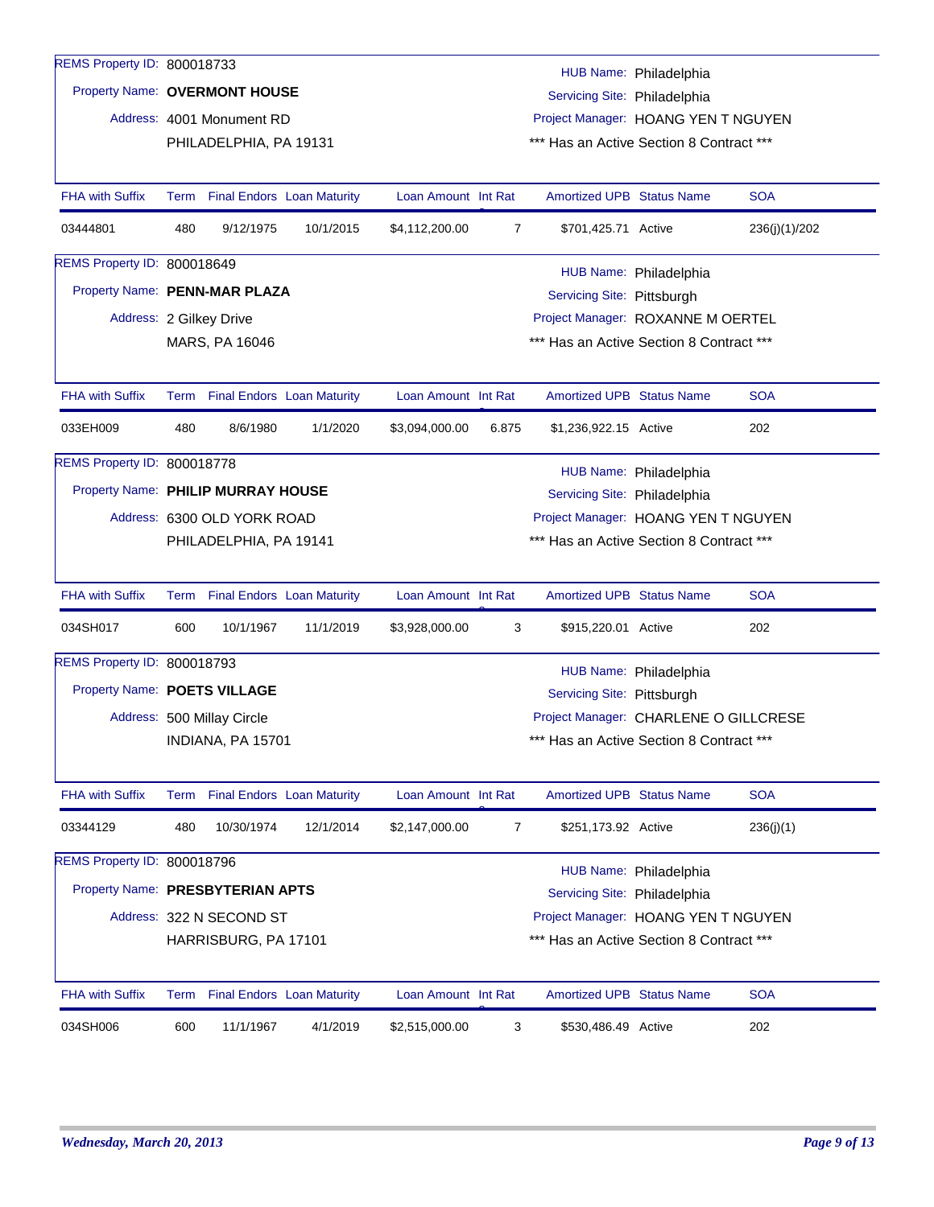**REMS Property ID:** 800018733
**Property Name:** **OVERMONT HOUSE**
**Address:** 4001 Monument RD
PHILADELPHIA, PA 19131

**HUB Name:** Philadelphia
**Servicing Site:** Philadelphia
**Project Manager:** HOANG YEN T NGUYEN
*** Has an Active Section 8 Contract ***

| FHA with Suffix | Term | Final Endors | Loan Maturity | Loan Amount | Int Rate | Amortized UPB | Status Name | SOA |
|---|---|---|---|---|---|---|---|---|
| 03444801 | 480 | 9/12/1975 | 10/1/2015 | $4,112,200.00 | 7 | $701,425.71 | Active | 236(j)(1)/202 |

**REMS Property ID:** 800018649
**Property Name:** **PENN-MAR PLAZA**
**Address:** 2 Gilkey Drive
MARS, PA 16046

**HUB Name:** Philadelphia
**Servicing Site:** Pittsburgh
**Project Manager:** ROXANNE M OERTEL
*** Has an Active Section 8 Contract ***

| FHA with Suffix | Term | Final Endors | Loan Maturity | Loan Amount | Int Rate | Amortized UPB | Status Name | SOA |
|---|---|---|---|---|---|---|---|---|
| 033EH009 | 480 | 8/6/1980 | 1/1/2020 | $3,094,000.00 | 6.875 | $1,236,922.15 | Active | 202 |

**REMS Property ID:** 800018778
**Property Name:** **PHILIP MURRAY HOUSE**
**Address:** 6300 OLD YORK ROAD
PHILADELPHIA, PA 19141

**HUB Name:** Philadelphia
**Servicing Site:** Philadelphia
**Project Manager:** HOANG YEN T NGUYEN
*** Has an Active Section 8 Contract ***

| FHA with Suffix | Term | Final Endors | Loan Maturity | Loan Amount | Int Rate | Amortized UPB | Status Name | SOA |
|---|---|---|---|---|---|---|---|---|
| 034SH017 | 600 | 10/1/1967 | 11/1/2019 | $3,928,000.00 | 3 | $915,220.01 | Active | 202 |

**REMS Property ID:** 800018793
**Property Name:** **POETS VILLAGE**
**Address:** 500 Millay Circle
INDIANA, PA 15701

**HUB Name:** Philadelphia
**Servicing Site:** Pittsburgh
**Project Manager:** CHARLENE O GILLCRESE
*** Has an Active Section 8 Contract ***

| FHA with Suffix | Term | Final Endors | Loan Maturity | Loan Amount | Int Rate | Amortized UPB | Status Name | SOA |
|---|---|---|---|---|---|---|---|---|
| 03344129 | 480 | 10/30/1974 | 12/1/2014 | $2,147,000.00 | 7 | $251,173.92 | Active | 236(j)(1) |

**REMS Property ID:** 800018796
**Property Name:** **PRESBYTERIAN APTS**
**Address:** 322 N SECOND ST
HARRISBURG, PA 17101

**HUB Name:** Philadelphia
**Servicing Site:** Philadelphia
**Project Manager:** HOANG YEN T NGUYEN
*** Has an Active Section 8 Contract ***

| FHA with Suffix | Term | Final Endors | Loan Maturity | Loan Amount | Int Rate | Amortized UPB | Status Name | SOA |
|---|---|---|---|---|---|---|---|---|
| 034SH006 | 600 | 11/1/1967 | 4/1/2019 | $2,515,000.00 | 3 | $530,486.49 | Active | 202 |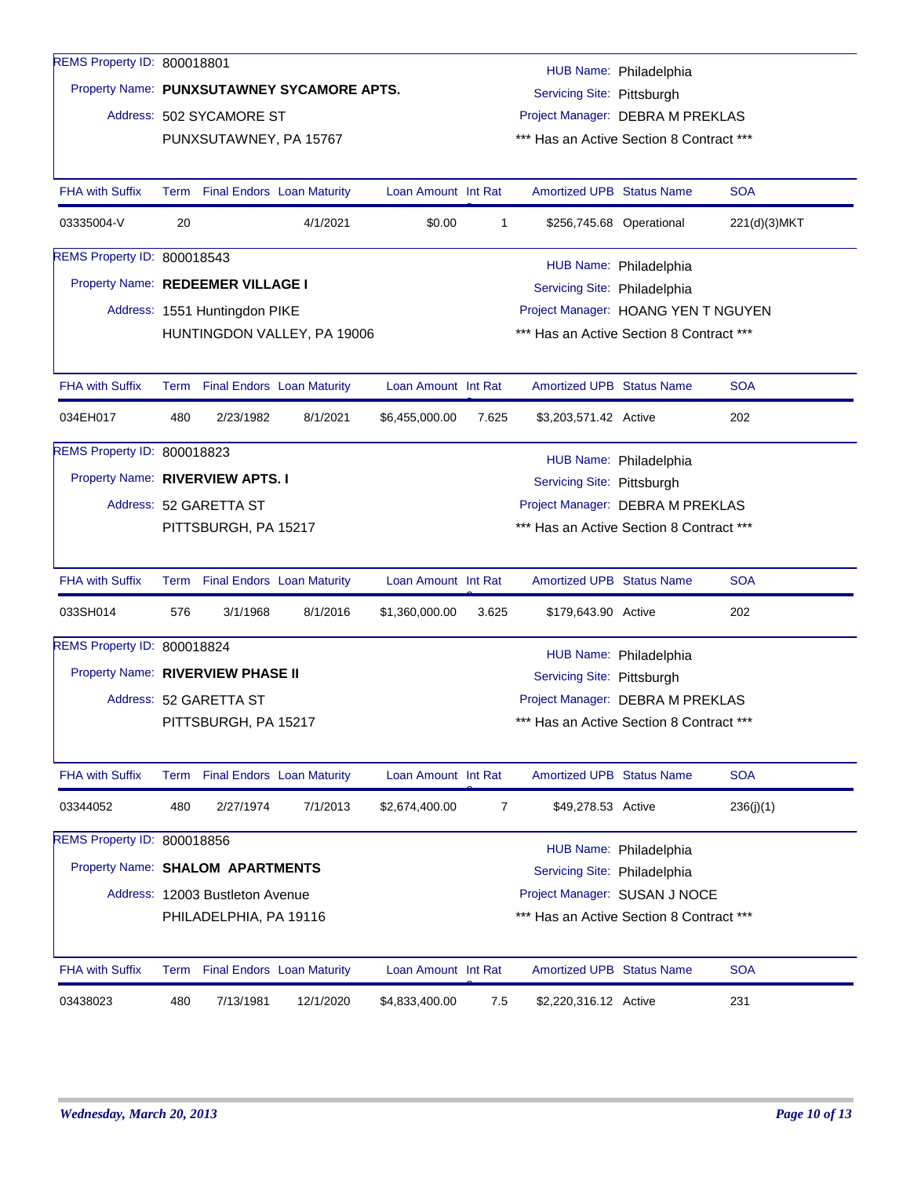REMS Property ID: 800018801

Property Name: **PUNXSUTAWNEY SYCAMORE APTS.**

Address: 502 SYCAMORE ST
PUNXSUTAWNEY, PA 15767

HUB Name: Philadelphia
Servicing Site: Pittsburgh
Project Manager: DEBRA M PREKLAS
*** Has an Active Section 8 Contract ***

| FHA with Suffix | Term | Final Endors | Loan Maturity | Loan Amount | Int Rat | Amortized UPB | Status Name | SOA |
|---|---|---|---|---|---|---|---|---|
| 03335004-V | 20 | | 4/1/2021 | $0.00 | 1 | $256,745.68 | Operational | 221(d)(3)MKT |

REMS Property ID: 800018543

Property Name: **REDEEMER VILLAGE I**

Address: 1551 Huntingdon PIKE
HUNTINGDON VALLEY, PA 19006

HUB Name: Philadelphia
Servicing Site: Philadelphia
Project Manager: HOANG YEN T NGUYEN
*** Has an Active Section 8 Contract ***

| FHA with Suffix | Term | Final Endors | Loan Maturity | Loan Amount | Int Rat | Amortized UPB | Status Name | SOA |
|---|---|---|---|---|---|---|---|---|
| 034EH017 | 480 | 2/23/1982 | 8/1/2021 | $6,455,000.00 | 7.625 | $3,203,571.42 | Active | 202 |

REMS Property ID: 800018823

Property Name: **RIVERVIEW APTS. I**

Address: 52 GARETTA ST
PITTSBURGH, PA 15217

HUB Name: Philadelphia
Servicing Site: Pittsburgh
Project Manager: DEBRA M PREKLAS
*** Has an Active Section 8 Contract ***

| FHA with Suffix | Term | Final Endors | Loan Maturity | Loan Amount | Int Rat | Amortized UPB | Status Name | SOA |
|---|---|---|---|---|---|---|---|---|
| 033SH014 | 576 | 3/1/1968 | 8/1/2016 | $1,360,000.00 | 3.625 | $179,643.90 | Active | 202 |

REMS Property ID: 800018824

Property Name: **RIVERVIEW PHASE II**

Address: 52 GARETTA ST
PITTSBURGH, PA 15217

HUB Name: Philadelphia
Servicing Site: Pittsburgh
Project Manager: DEBRA M PREKLAS
*** Has an Active Section 8 Contract ***

| FHA with Suffix | Term | Final Endors | Loan Maturity | Loan Amount | Int Rat | Amortized UPB | Status Name | SOA |
|---|---|---|---|---|---|---|---|---|
| 03344052 | 480 | 2/27/1974 | 7/1/2013 | $2,674,400.00 | 7 | $49,278.53 | Active | 236(j)(1) |

REMS Property ID: 800018856

Property Name: **SHALOM APARTMENTS**

Address: 12003 Bustleton Avenue
PHILADELPHIA, PA 19116

HUB Name: Philadelphia
Servicing Site: Philadelphia
Project Manager: SUSAN J NOCE
*** Has an Active Section 8 Contract ***

| FHA with Suffix | Term | Final Endors | Loan Maturity | Loan Amount | Int Rat | Amortized UPB | Status Name | SOA |
|---|---|---|---|---|---|---|---|---|
| 03438023 | 480 | 7/13/1981 | 12/1/2020 | $4,833,400.00 | 7.5 | $2,220,316.12 | Active | 231 |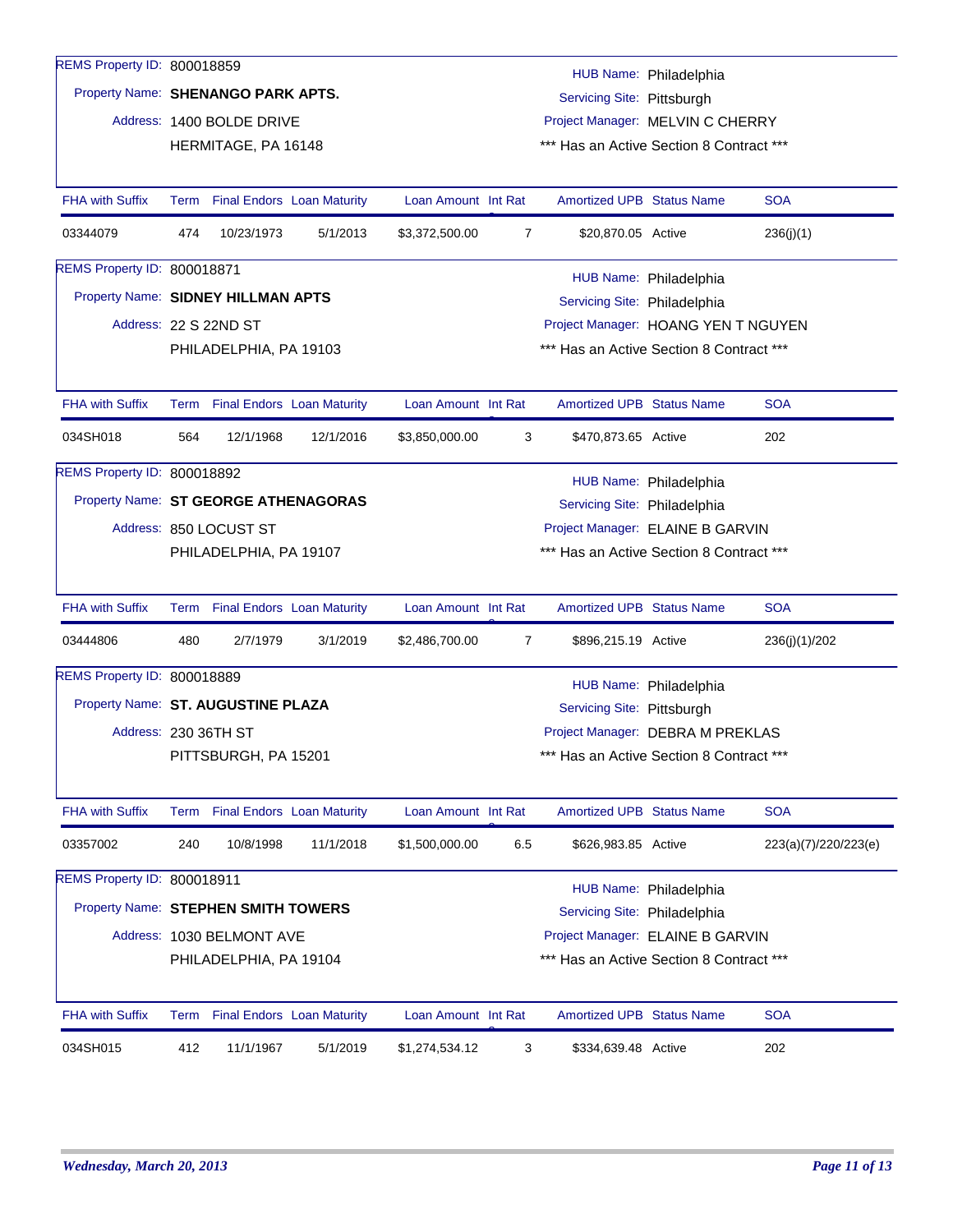REMS Property ID: 800018859

Property Name: **SHENANGO PARK APTS.**

Address: 1400 BOLDE DRIVE

HERMITAGE, PA 16148

HUB Name: Philadelphia

Servicing Site: Pittsburgh

Project Manager: MELVIN C CHERRY

*** Has an Active Section 8 Contract ***

| FHA with Suffix | Term | Final Endors | Loan Maturity | Loan Amount | Int Rate | Amortized UPB | Status Name | SOA |
|---|---|---|---|---|---|---|---|---|
| 03344079 | 474 | 10/23/1973 | 5/1/2013 | $3,372,500.00 | 7 | $20,870.05 | Active | 236(j)(1) |

REMS Property ID: 800018871

Property Name: **SIDNEY HILLMAN APTS**

Address: 22 S 22ND ST

PHILADELPHIA, PA 19103

HUB Name: Philadelphia

Servicing Site: Philadelphia

Project Manager: HOANG YEN T NGUYEN

*** Has an Active Section 8 Contract ***

| FHA with Suffix | Term | Final Endors | Loan Maturity | Loan Amount | Int Rate | Amortized UPB | Status Name | SOA |
|---|---|---|---|---|---|---|---|---|
| 034SH018 | 564 | 12/1/1968 | 12/1/2016 | $3,850,000.00 | 3 | $470,873.65 | Active | 202 |

REMS Property ID: 800018892

Property Name: **ST GEORGE ATHENAGORAS**

Address: 850 LOCUST ST

PHILADELPHIA, PA 19107

HUB Name: Philadelphia

Servicing Site: Philadelphia

Project Manager: ELAINE B GARVIN

*** Has an Active Section 8 Contract ***

| FHA with Suffix | Term | Final Endors | Loan Maturity | Loan Amount | Int Rate | Amortized UPB | Status Name | SOA |
|---|---|---|---|---|---|---|---|---|
| 03444806 | 480 | 2/7/1979 | 3/1/2019 | $2,486,700.00 | 7 | $896,215.19 | Active | 236(j)(1)/202 |

REMS Property ID: 800018889

Property Name: **ST. AUGUSTINE PLAZA**

Address: 230 36TH ST

PITTSBURGH, PA 15201

HUB Name: Philadelphia

Servicing Site: Pittsburgh

Project Manager: DEBRA M PREKLAS

*** Has an Active Section 8 Contract ***

| FHA with Suffix | Term | Final Endors | Loan Maturity | Loan Amount | Int Rate | Amortized UPB | Status Name | SOA |
|---|---|---|---|---|---|---|---|---|
| 03357002 | 240 | 10/8/1998 | 11/1/2018 | $1,500,000.00 | 6.5 | $626,983.85 | Active | 223(a)(7)/220/223(e) |

REMS Property ID: 800018911

Property Name: **STEPHEN SMITH TOWERS**

Address: 1030 BELMONT AVE

PHILADELPHIA, PA 19104

HUB Name: Philadelphia

Servicing Site: Philadelphia

Project Manager: ELAINE B GARVIN

*** Has an Active Section 8 Contract ***

| FHA with Suffix | Term | Final Endors | Loan Maturity | Loan Amount | Int Rate | Amortized UPB | Status Name | SOA |
|---|---|---|---|---|---|---|---|---|
| 034SH015 | 412 | 11/1/1967 | 5/1/2019 | $1,274,534.12 | 3 | $334,639.48 | Active | 202 |

*Wednesday, March 20, 2013*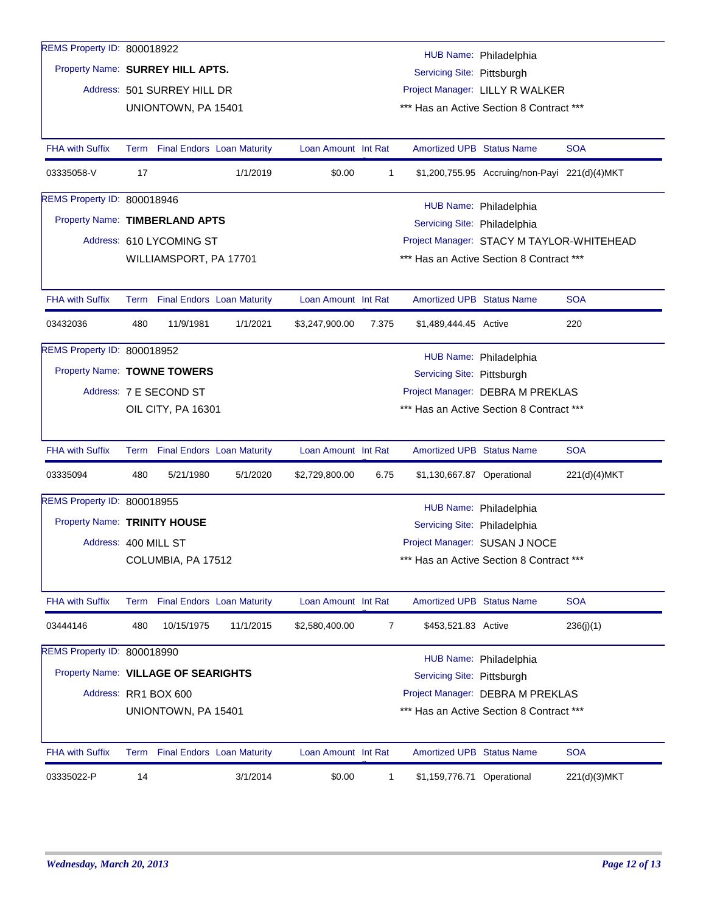REMS Property ID: 800018922

Property Name: **SURREY HILL APTS.**

Address: 501 SURREY HILL DR
UNIONTOWN, PA 15401

HUB Name: Philadelphia
Servicing Site: Pittsburgh
Project Manager: LILLY R WALKER
\*\*\* Has an Active Section 8 Contract \*\*\*

| FHA with Suffix | Term | Final Endors | Loan Maturity | Loan Amount | Int Rat | Amortized UPB | Status Name | SOA |
|---|---|---|---|---|---|---|---|---|
| 03335058-V | 17 | | 1/1/2019 | $0.00 | 1 | $1,200,755.95 | Accruing/non-Payi | 221(d)(4)MKT |

REMS Property ID: 800018946

Property Name: **TIMBERLAND APTS**

Address: 610 LYCOMING ST
WILLIAMSPORT, PA 17701

HUB Name: Philadelphia
Servicing Site: Philadelphia
Project Manager: STACY M TAYLOR-WHITEHEAD
\*\*\* Has an Active Section 8 Contract \*\*\*

| FHA with Suffix | Term | Final Endors | Loan Maturity | Loan Amount | Int Rat | Amortized UPB | Status Name | SOA |
|---|---|---|---|---|---|---|---|---|
| 03432036 | 480 | 11/9/1981 | 1/1/2021 | $3,247,900.00 | 7.375 | $1,489,444.45 | Active | 220 |

REMS Property ID: 800018952

Property Name: **TOWNE TOWERS**

Address: 7 E SECOND ST
OIL CITY, PA 16301

HUB Name: Philadelphia
Servicing Site: Pittsburgh
Project Manager: DEBRA M PREKLAS
\*\*\* Has an Active Section 8 Contract \*\*\*

| FHA with Suffix | Term | Final Endors | Loan Maturity | Loan Amount | Int Rat | Amortized UPB | Status Name | SOA |
|---|---|---|---|---|---|---|---|---|
| 03335094 | 480 | 5/21/1980 | 5/1/2020 | $2,729,800.00 | 6.75 | $1,130,667.87 | Operational | 221(d)(4)MKT |

REMS Property ID: 800018955

Property Name: **TRINITY HOUSE**

Address: 400 MILL ST
COLUMBIA, PA 17512

HUB Name: Philadelphia
Servicing Site: Philadelphia
Project Manager: SUSAN J NOCE
\*\*\* Has an Active Section 8 Contract \*\*\*

| FHA with Suffix | Term | Final Endors | Loan Maturity | Loan Amount | Int Rat | Amortized UPB | Status Name | SOA |
|---|---|---|---|---|---|---|---|---|
| 03444146 | 480 | 10/15/1975 | 11/1/2015 | $2,580,400.00 | 7 | $453,521.83 | Active | 236(j)(1) |

REMS Property ID: 800018990

Property Name: **VILLAGE OF SEARIGHTS**

Address: RR1 BOX 600
UNIONTOWN, PA 15401

HUB Name: Philadelphia
Servicing Site: Pittsburgh
Project Manager: DEBRA M PREKLAS
\*\*\* Has an Active Section 8 Contract \*\*\*

| FHA with Suffix | Term | Final Endors | Loan Maturity | Loan Amount | Int Rat | Amortized UPB | Status Name | SOA |
|---|---|---|---|---|---|---|---|---|
| 03335022-P | 14 | | 3/1/2014 | $0.00 | 1 | $1,159,776.71 | Operational | 221(d)(3)MKT |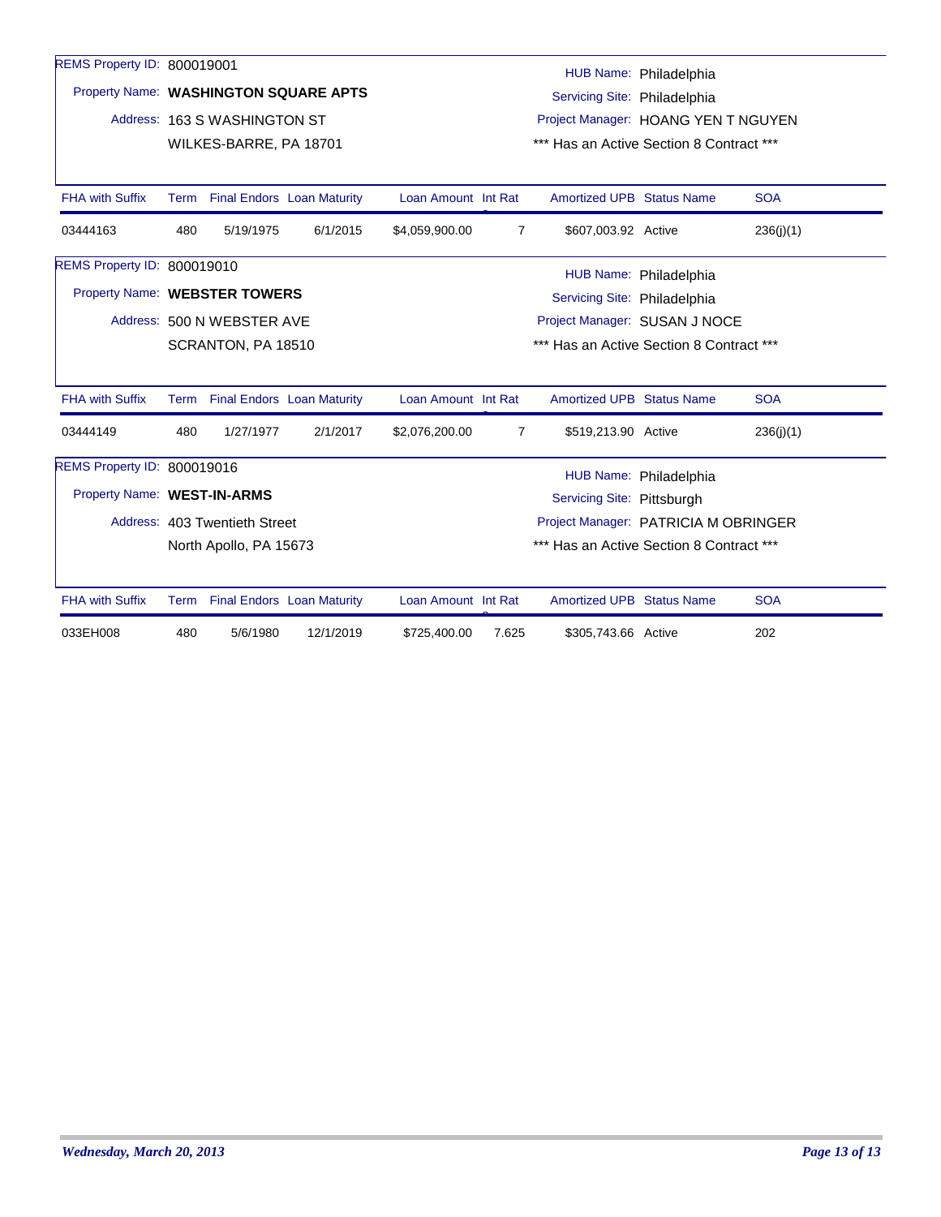REMS Property ID: 800019001

Property Name: **WASHINGTON SQUARE APTS**

Address: 163 S WASHINGTON ST
WILKES-BARRE, PA 18701

HUB Name: Philadelphia
Servicing Site: Philadelphia
Project Manager: HOANG YEN T NGUYEN
*** Has an Active Section 8 Contract ***

| FHA with Suffix | Term | Final Endors | Loan Maturity | Loan Amount | Int Rate | Amortized UPB | Status Name | SOA |
|---|---|---|---|---|---|---|---|---|
| 03444163 | 480 | 5/19/1975 | 6/1/2015 | $4,059,900.00 | 7 | $607,003.92 | Active | 236(j)(1) |

REMS Property ID: 800019010

Property Name: **WEBSTER TOWERS**

Address: 500 N WEBSTER AVE
SCRANTON, PA 18510

HUB Name: Philadelphia
Servicing Site: Philadelphia
Project Manager: SUSAN J NOCE
*** Has an Active Section 8 Contract ***

| FHA with Suffix | Term | Final Endors | Loan Maturity | Loan Amount | Int Rate | Amortized UPB | Status Name | SOA |
|---|---|---|---|---|---|---|---|---|
| 03444149 | 480 | 1/27/1977 | 2/1/2017 | $2,076,200.00 | 7 | $519,213.90 | Active | 236(j)(1) |

REMS Property ID: 800019016

Property Name: **WEST-IN-ARMS**

Address: 403 Twentieth Street
North Apollo, PA 15673

HUB Name: Philadelphia
Servicing Site: Pittsburgh
Project Manager: PATRICIA M OBRINGER
*** Has an Active Section 8 Contract ***

| FHA with Suffix | Term | Final Endors | Loan Maturity | Loan Amount | Int Rate | Amortized UPB | Status Name | SOA |
|---|---|---|---|---|---|---|---|---|
| 033EH008 | 480 | 5/6/1980 | 12/1/2019 | $725,400.00 | 7.625 | $305,743.66 | Active | 202 |